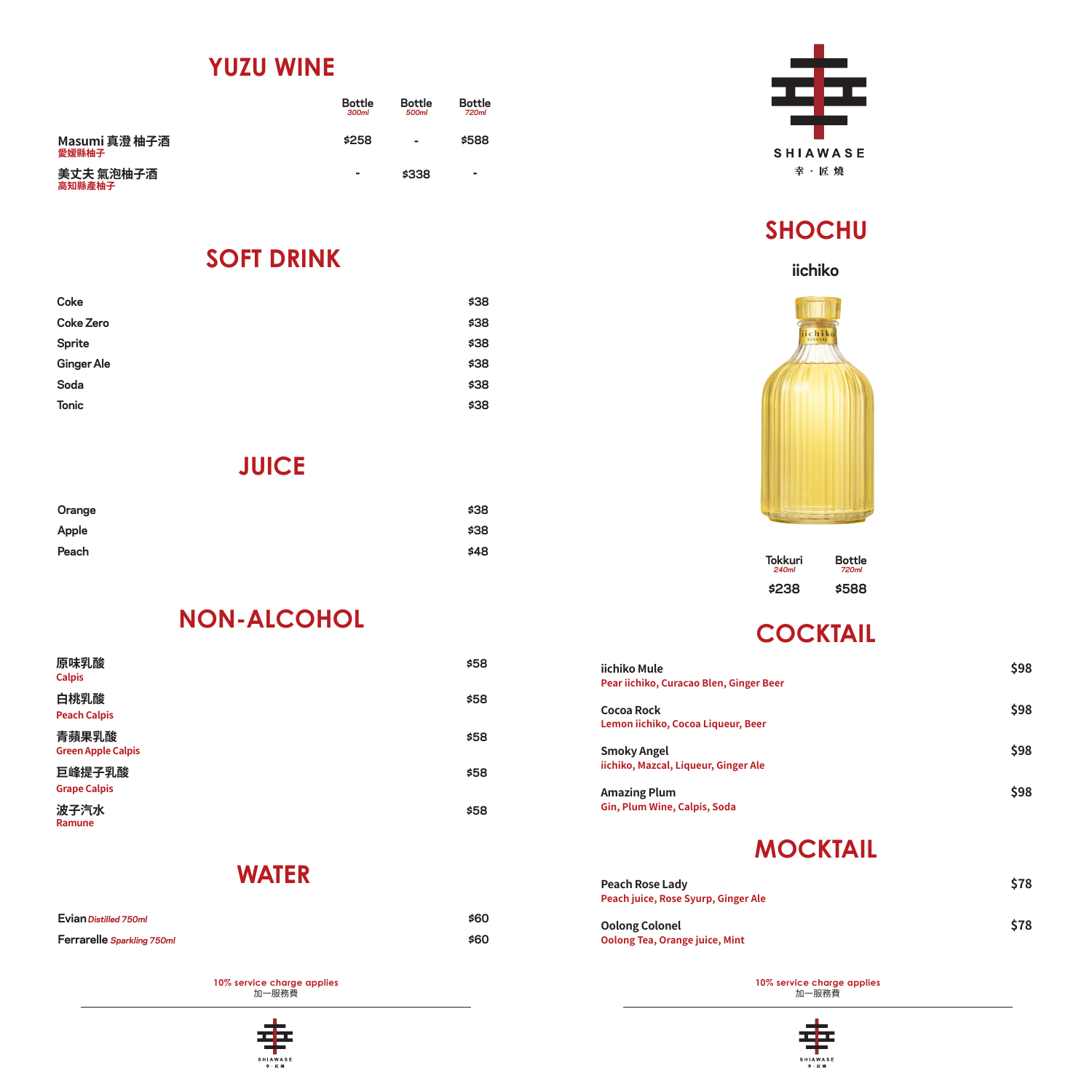## YUZU WINE

| | Bottle *300ml* | Bottle *500ml* | Bottle *720ml* |
|---|---|---|---|
| Masumi 真澄 柚子酒<br>愛媛縣柚子 | $258 | - | $588 |
| 美丈夫 氣泡柚子酒<br>高知縣產柚子 | - | $338 | - |

## SOFT DRINK

| | |
|---|---|
| Coke | $38 |
| Coke Zero | $38 |
| Sprite | $38 |
| Ginger Ale | $38 |
| Soda | $38 |
| Tonic | $38 |

## JUICE

| | |
|---|---|
| Orange | $38 |
| Apple | $38 |
| Peach | $48 |

## NON-ALCOHOL

| | |
|---|---|
| 原味乳酸<br>Calpis | $58 |
| 白桃乳酸<br>Peach Calpis | $58 |
| 青蘋果乳酸<br>Green Apple Calpis | $58 |
| 巨峰提子乳酸<br>Grape Calpis | $58 |
| 波子汽水<br>Ramune | $58 |

## WATER

| | |
|---|---|
| Evian *Distilled 750ml* | $60 |
| Ferrarelle *Sparkling 750ml* | $60 |

10% service charge applies
加一服務費

SHIAWASE
幸・匠燒

## SHOCHU

**iichiko**

| Tokkuri *240ml* | Bottle *720ml* |
|---|---|
| $238 | $588 |

## COCKTAIL

| | |
|---|---|
| **iichiko Mule**<br>Pear iichiko, Curacao Blen, Ginger Beer | $98 |
| **Cocoa Rock**<br>Lemon iichiko, Cocoa Liqueur, Beer | $98 |
| **Smoky Angel**<br>iichiko, Mazcal, Liqueur, Ginger Ale | $98 |
| **Amazing Plum**<br>Gin, Plum Wine, Calpis, Soda | $98 |

## MOCKTAIL

| | |
|---|---|
| **Peach Rose Lady**<br>Peach juice, Rose Syurp, Ginger Ale | $78 |
| **Oolong Colonel**<br>Oolong Tea, Orange juice, Mint | $78 |

10% service charge applies
加一服務費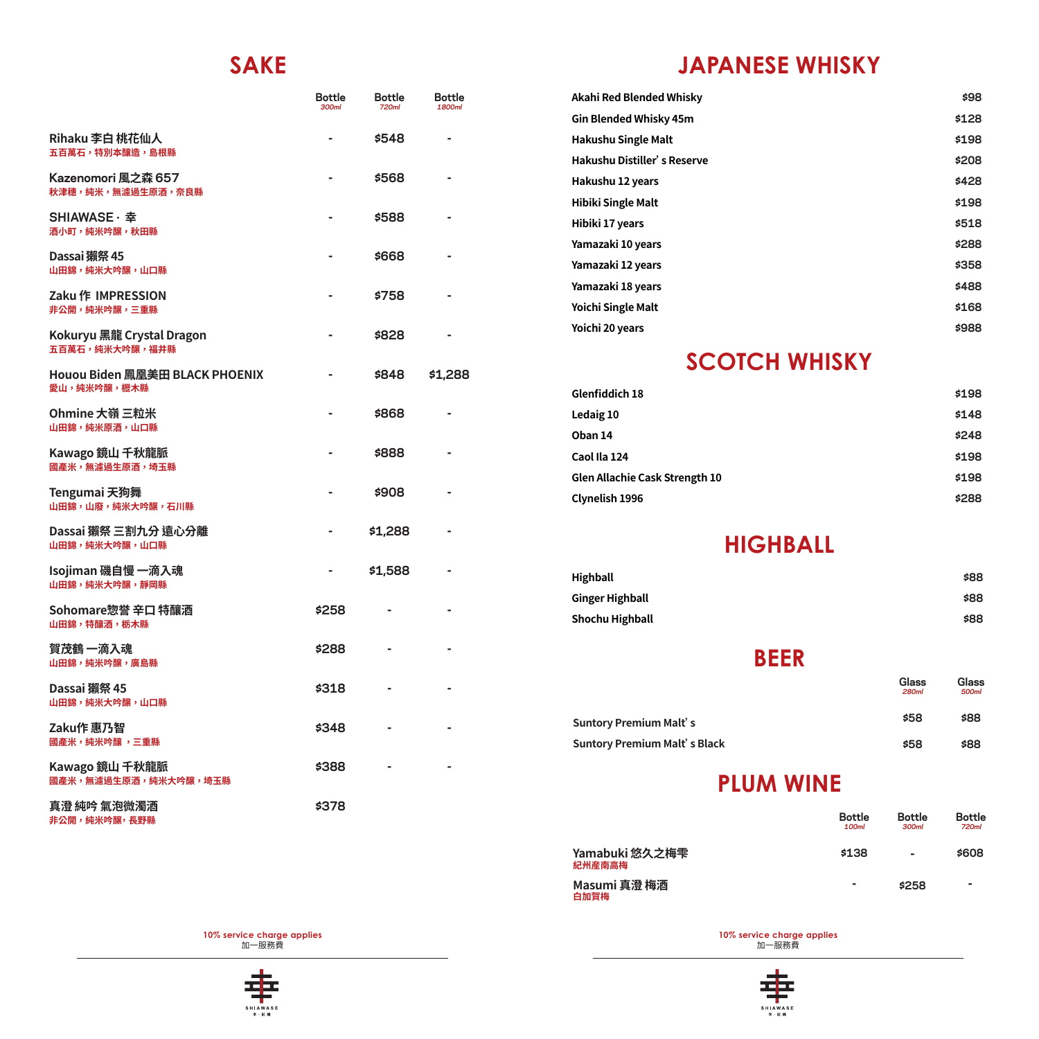# SAKE

| | Bottle 300ml | Bottle 720ml | Bottle 1800ml |
|---|---|---|---|
| Rihaku 李白 桃花仙人<br>五百萬石，特別本釀造，島根縣 | - | $548 | - |
| Kazenomori 風之森 657<br>秋津穗，純米，無濾過生原酒，奈良縣 | - | $568 | - |
| SHIAWASE · 幸<br>酒小町，純米吟釀，秋田縣 | - | $588 | - |
| Dassai 獺祭 45<br>山田錦，純米大吟釀，山口縣 | - | $668 | - |
| Zaku 作 IMPRESSION<br>非公開，純米吟釀，三重縣 | - | $758 | - |
| Kokuryu 黑龍 Crystal Dragon<br>五百萬石，純米大吟釀，福井縣 | - | $828 | - |
| Houou Biden 鳳凰美田 BLACK PHOENIX<br>愛山，純米吟釀，栃木縣 | - | $848 | $1,288 |
| Ohmine 大嶺 三粒米<br>山田錦，純米原酒，山口縣 | - | $868 | - |
| Kawago 鏡山 千秋龍脈<br>國產米，無濾過生原酒，埼玉縣 | - | $888 | - |
| Tengumai 天狗舞<br>山田錦，山廢，純米大吟釀，石川縣 | - | $908 | - |
| Dassai 獺祭 三割九分 遠心分離<br>山田錦，純米大吟釀，山口縣 | - | $1,288 | - |
| Isojiman 磯自慢 一滴入魂<br>山田錦，純米大吟釀，靜岡縣 | - | $1,588 | - |
| Sohomare惣誉 辛口 特釀酒<br>山田錦，特釀酒，栃木縣 | $258 | - | - |
| 賀茂鶴 一滴入魂<br>山田錦，純米吟釀，廣島縣 | $288 | - | - |
| Dassai 獺祭 45<br>山田錦，純米大吟釀，山口縣 | $318 | - | - |
| Zaku作 惠乃智<br>國產米，純米吟釀 ，三重縣 | $348 | - | - |
| Kawago 鏡山 千秋龍脈<br>國產米，無濾過生原酒，純米大吟釀，埼玉縣 | $388 | - | - |
| 真澄 純吟 氣泡微濁酒<br>非公開，純米吟釀，長野縣 | $378 | | |

10% service charge applies
加一服務費

# JAPANESE WHISKY

| | |
|---|---|
| Akahi Red Blended Whisky | $98 |
| Gin Blended Whisky 45m | $128 |
| Hakushu Single Malt | $198 |
| Hakushu Distiller' s Reserve | $208 |
| Hakushu 12 years | $428 |
| Hibiki Single Malt | $198 |
| Hibiki 17 years | $518 |
| Yamazaki 10 years | $288 |
| Yamazaki 12 years | $358 |
| Yamazaki 18 years | $488 |
| Yoichi Single Malt | $168 |
| Yoichi 20 years | $988 |

# SCOTCH WHISKY

| | |
|---|---|
| Glenfiddich 18 | $198 |
| Ledaig 10 | $148 |
| Oban 14 | $248 |
| Caol Ila 124 | $198 |
| Glen Allachie Cask Strength 10 | $198 |
| Clynelish 1996 | $288 |

# HIGHBALL

| | |
|---|---|
| Highball | $88 |
| Ginger Highball | $88 |
| Shochu Highball | $88 |

# BEER

| | Glass 280ml | Glass 500ml |
|---|---|---|
| Suntory Premium Malt' s | $58 | $88 |
| Suntory Premium Malt' s Black | $58 | $88 |

# PLUM WINE

| | Bottle 100ml | Bottle 300ml | Bottle 720ml |
|---|---|---|---|
| Yamabuki 悠久之梅雫<br>紀州產南高梅 | $138 | - | $608 |
| Masumi 真澄 梅酒<br>白加賀梅 | - | $258 | - |

10% service charge applies
加一服務費